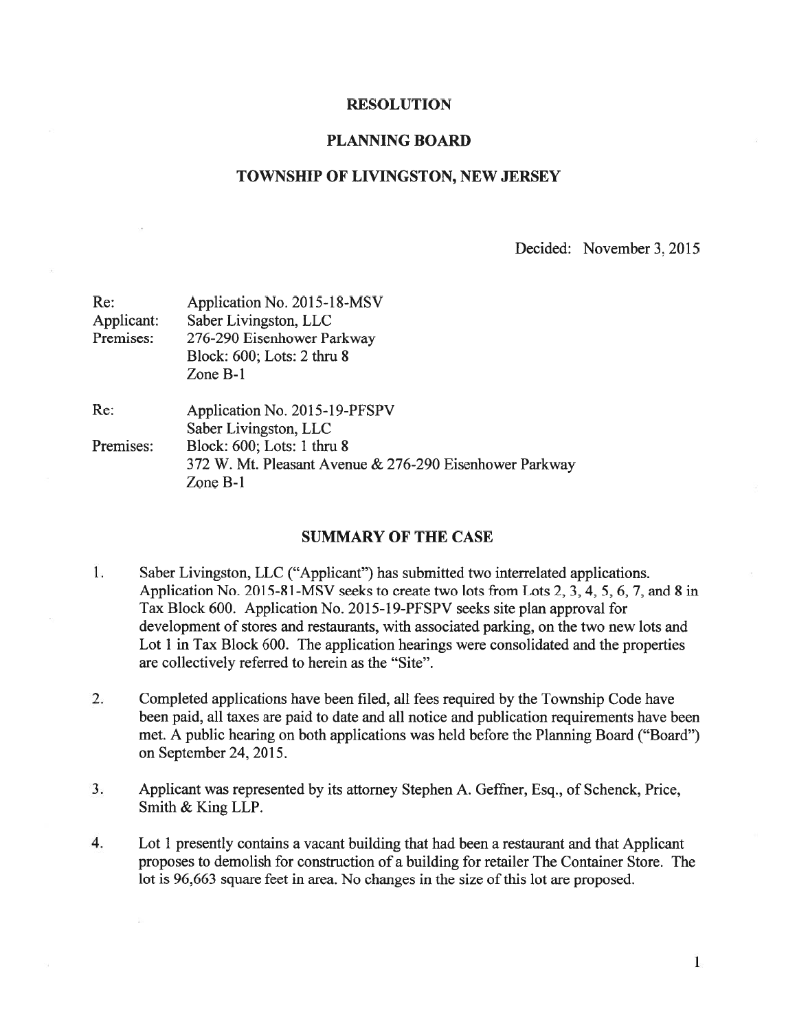# RESOLUTION

## PLANNING BOARD

## TOWNSHIP OF LIVINGSTON, NEW JERSEY

Decided: November 3, 2015

| | |
|---|---|
| Re: | Application No. 2015-18-MSV |
| Applicant: | Saber Livingston, LLC |
| Premises: | 276-290 Eisenhower Parkway<br>Block: 600; Lots: 2 thru 8<br>Zone B-1 |
| Re: | Application No. 2015-19-PFSPV<br>Saber Livingston, LLC |
| Premises: | Block: 600; Lots: 1 thru 8<br>372 W. Mt. Pleasant Avenue & 276-290 Eisenhower Parkway<br>Zone B-1 |

## SUMMARY OF THE CASE

1. Saber Livingston, LLC ("Applicant") has submitted two interrelated applications. Application No. 2015-81-MSV seeks to create two lots from Lots 2, 3, 4, 5, 6, 7, and 8 in Tax Block 600. Application No. 2015-19-PFSPV seeks site plan approval for development of stores and restaurants, with associated parking, on the two new lots and Lot 1 in Tax Block 600. The application hearings were consolidated and the properties are collectively referred to herein as the "Site".

2. Completed applications have been filed, all fees required by the Township Code have been paid, all taxes are paid to date and all notice and publication requirements have been met. A public hearing on both applications was held before the Planning Board ("Board") on September 24, 2015.

3. Applicant was represented by its attorney Stephen A. Geffner, Esq., of Schenck, Price, Smith & King LLP.

4. Lot 1 presently contains a vacant building that had been a restaurant and that Applicant proposes to demolish for construction of a building for retailer The Container Store. The lot is 96,663 square feet in area. No changes in the size of this lot are proposed.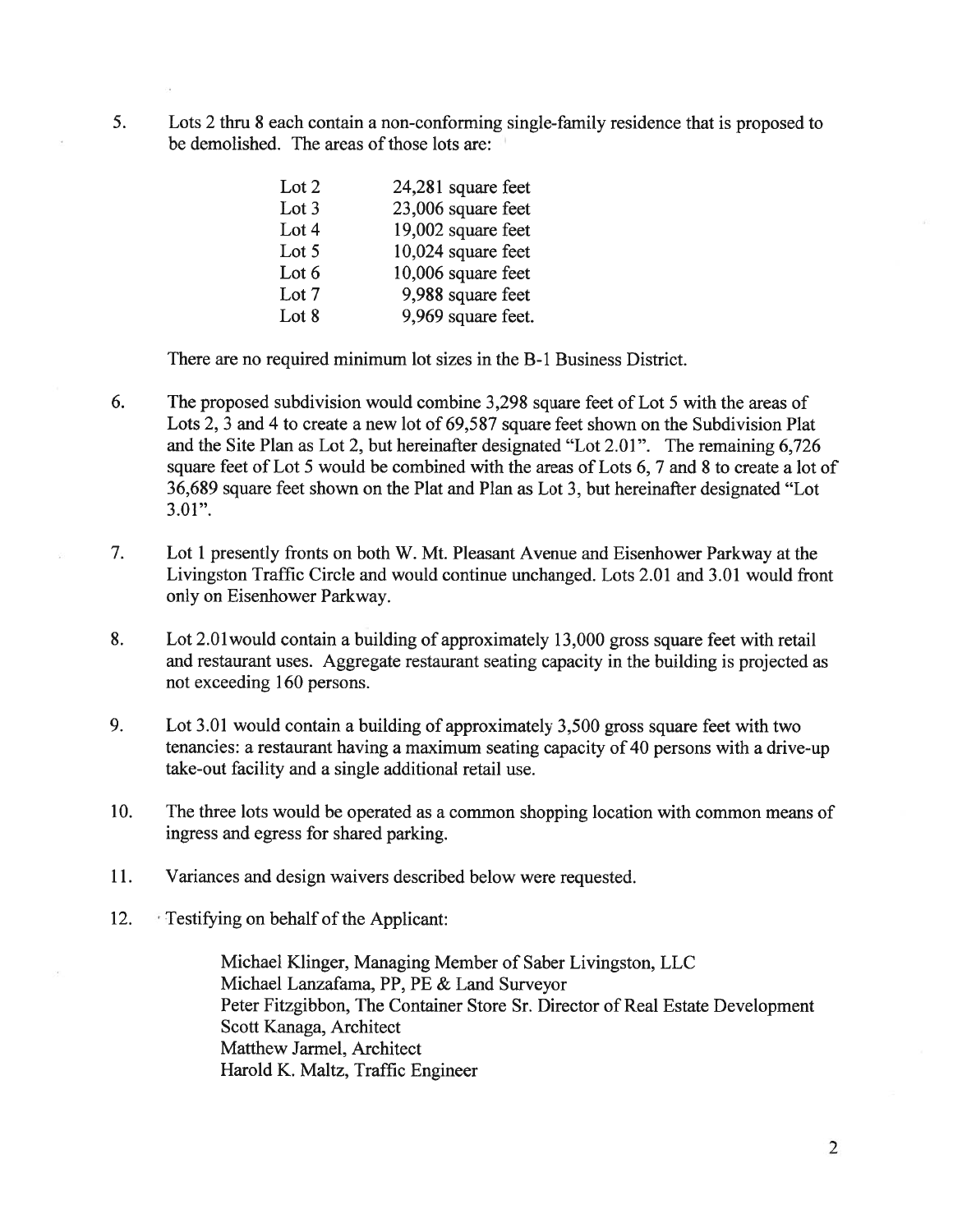5. Lots 2 thru 8 each contain a non-conforming single-family residence that is proposed to be demolished. The areas of those lots are:

| | |
|---|---|
| Lot 2 | 24,281 square feet |
| Lot 3 | 23,006 square feet |
| Lot 4 | 19,002 square feet |
| Lot 5 | 10,024 square feet |
| Lot 6 | 10,006 square feet |
| Lot 7 | 9,988 square feet |
| Lot 8 | 9,969 square feet. |

There are no required minimum lot sizes in the B-1 Business District.

6. The proposed subdivision would combine 3,298 square feet of Lot 5 with the areas of Lots 2, 3 and 4 to create a new lot of 69,587 square feet shown on the Subdivision Plat and the Site Plan as Lot 2, but hereinafter designated "Lot 2.01". The remaining 6,726 square feet of Lot 5 would be combined with the areas of Lots 6, 7 and 8 to create a lot of 36,689 square feet shown on the Plat and Plan as Lot 3, but hereinafter designated "Lot 3.01".

7. Lot 1 presently fronts on both W. Mt. Pleasant Avenue and Eisenhower Parkway at the Livingston Traffic Circle and would continue unchanged. Lots 2.01 and 3.01 would front only on Eisenhower Parkway.

8. Lot 2.01would contain a building of approximately 13,000 gross square feet with retail and restaurant uses. Aggregate restaurant seating capacity in the building is projected as not exceeding 160 persons.

9. Lot 3.01 would contain a building of approximately 3,500 gross square feet with two tenancies: a restaurant having a maximum seating capacity of 40 persons with a drive-up take-out facility and a single additional retail use.

10. The three lots would be operated as a common shopping location with common means of ingress and egress for shared parking.

11. Variances and design waivers described below were requested.

12. Testifying on behalf of the Applicant:

    Michael Klinger, Managing Member of Saber Livingston, LLC
    Michael Lanzafama, PP, PE & Land Surveyor
    Peter Fitzgibbon, The Container Store Sr. Director of Real Estate Development
    Scott Kanaga, Architect
    Matthew Jarmel, Architect
    Harold K. Maltz, Traffic Engineer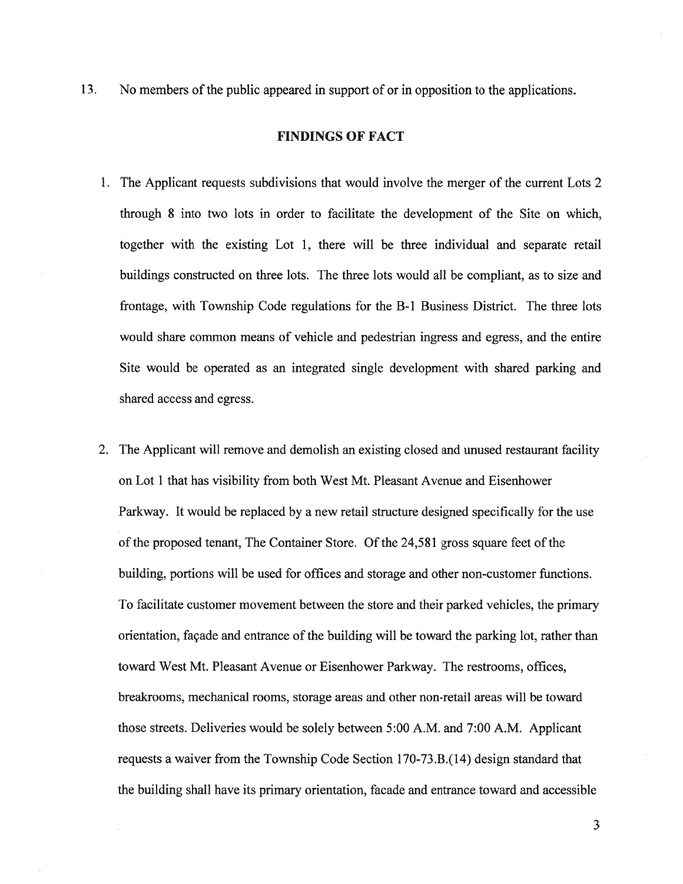13. No members of the public appeared in support of or in opposition to the applications.

## FINDINGS OF FACT

1. The Applicant requests subdivisions that would involve the merger of the current Lots 2 through 8 into two lots in order to facilitate the development of the Site on which, together with the existing Lot 1, there will be three individual and separate retail buildings constructed on three lots. The three lots would all be compliant, as to size and frontage, with Township Code regulations for the B-1 Business District. The three lots would share common means of vehicle and pedestrian ingress and egress, and the entire Site would be operated as an integrated single development with shared parking and shared access and egress.

2. The Applicant will remove and demolish an existing closed and unused restaurant facility on Lot 1 that has visibility from both West Mt. Pleasant Avenue and Eisenhower Parkway. It would be replaced by a new retail structure designed specifically for the use of the proposed tenant, The Container Store. Of the 24,581 gross square feet of the building, portions will be used for offices and storage and other non-customer functions. To facilitate customer movement between the store and their parked vehicles, the primary orientation, façade and entrance of the building will be toward the parking lot, rather than toward West Mt. Pleasant Avenue or Eisenhower Parkway. The restrooms, offices, breakrooms, mechanical rooms, storage areas and other non-retail areas will be toward those streets. Deliveries would be solely between 5:00 A.M. and 7:00 A.M. Applicant requests a waiver from the Township Code Section 170-73.B.(14) design standard that the building shall have its primary orientation, facade and entrance toward and accessible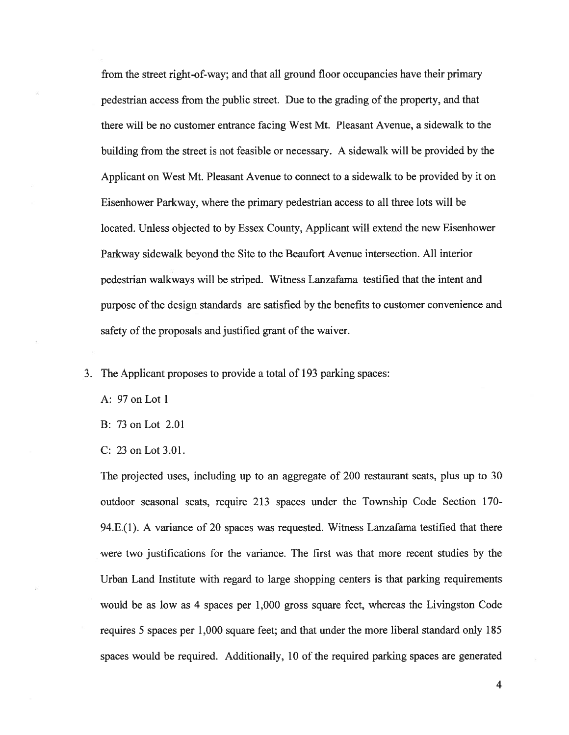from the street right-of-way; and that all ground floor occupancies have their primary pedestrian access from the public street. Due to the grading of the property, and that there will be no customer entrance facing West Mt. Pleasant Avenue, a sidewalk to the building from the street is not feasible or necessary. A sidewalk will be provided by the Applicant on West Mt. Pleasant Avenue to connect to a sidewalk to be provided by it on Eisenhower Parkway, where the primary pedestrian access to all three lots will be located. Unless objected to by Essex County, Applicant will extend the new Eisenhower Parkway sidewalk beyond the Site to the Beaufort Avenue intersection. All interior pedestrian walkways will be striped. Witness Lanzafama testified that the intent and purpose of the design standards are satisfied by the benefits to customer convenience and safety of the proposals and justified grant of the waiver.

3. The Applicant proposes to provide a total of 193 parking spaces:

   A: 97 on Lot 1

   B: 73 on Lot 2.01

   C: 23 on Lot 3.01.

   The projected uses, including up to an aggregate of 200 restaurant seats, plus up to 30 outdoor seasonal seats, require 213 spaces under the Township Code Section 170-94.E.(1). A variance of 20 spaces was requested. Witness Lanzafama testified that there were two justifications for the variance. The first was that more recent studies by the Urban Land Institute with regard to large shopping centers is that parking requirements would be as low as 4 spaces per 1,000 gross square feet, whereas the Livingston Code requires 5 spaces per 1,000 square feet; and that under the more liberal standard only 185 spaces would be required. Additionally, 10 of the required parking spaces are generated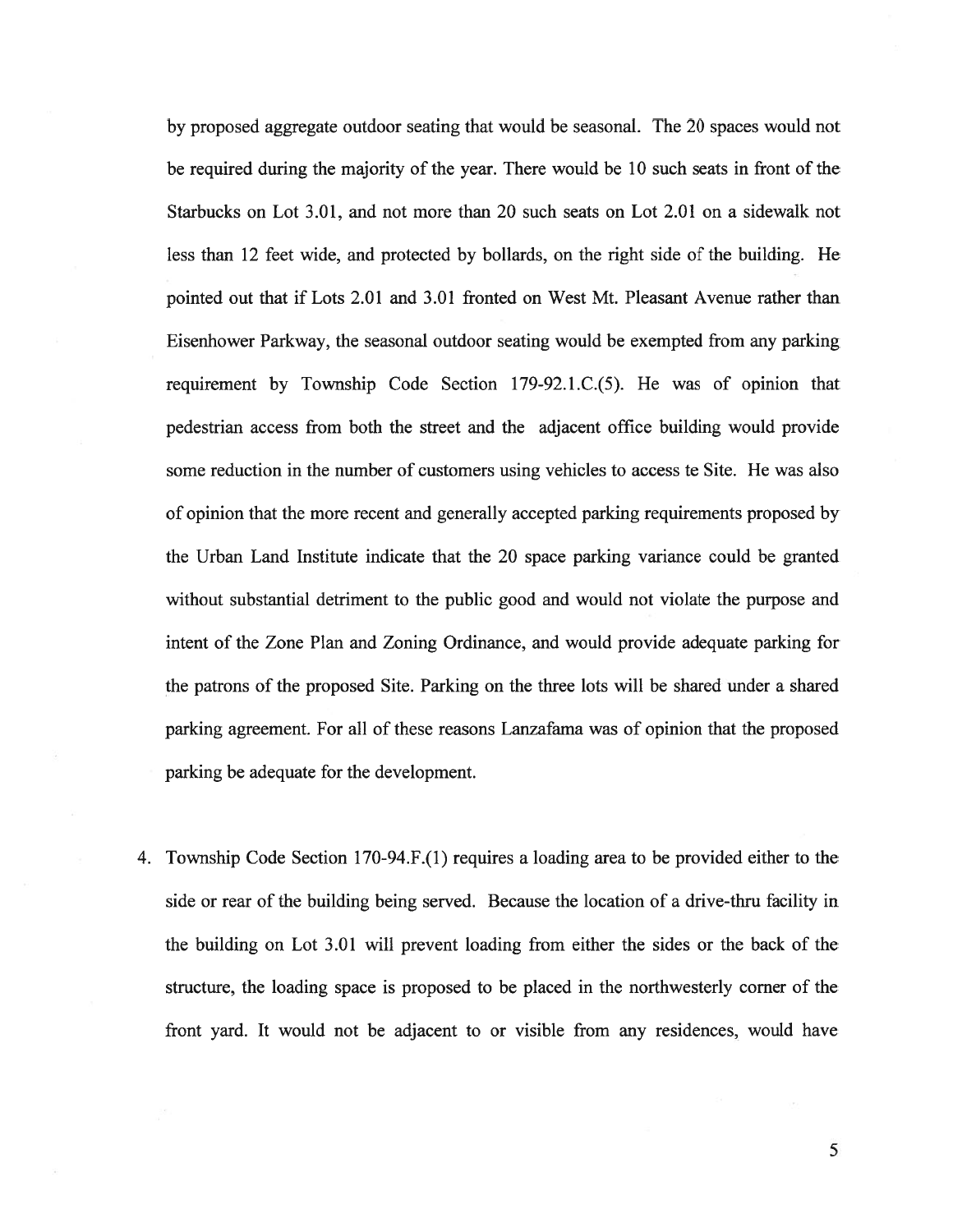by proposed aggregate outdoor seating that would be seasonal. The 20 spaces would not be required during the majority of the year. There would be 10 such seats in front of the Starbucks on Lot 3.01, and not more than 20 such seats on Lot 2.01 on a sidewalk not less than 12 feet wide, and protected by bollards, on the right side of the building. He pointed out that if Lots 2.01 and 3.01 fronted on West Mt. Pleasant Avenue rather than Eisenhower Parkway, the seasonal outdoor seating would be exempted from any parking requirement by Township Code Section 179-92.1.C.(5). He was of opinion that pedestrian access from both the street and the adjacent office building would provide some reduction in the number of customers using vehicles to access te Site. He was also of opinion that the more recent and generally accepted parking requirements proposed by the Urban Land Institute indicate that the 20 space parking variance could be granted without substantial detriment to the public good and would not violate the purpose and intent of the Zone Plan and Zoning Ordinance, and would provide adequate parking for the patrons of the proposed Site. Parking on the three lots will be shared under a shared parking agreement. For all of these reasons Lanzafama was of opinion that the proposed parking be adequate for the development.

4. Township Code Section 170-94.F.(1) requires a loading area to be provided either to the side or rear of the building being served. Because the location of a drive-thru facility in the building on Lot 3.01 will prevent loading from either the sides or the back of the structure, the loading space is proposed to be placed in the northwesterly corner of the front yard. It would not be adjacent to or visible from any residences, would have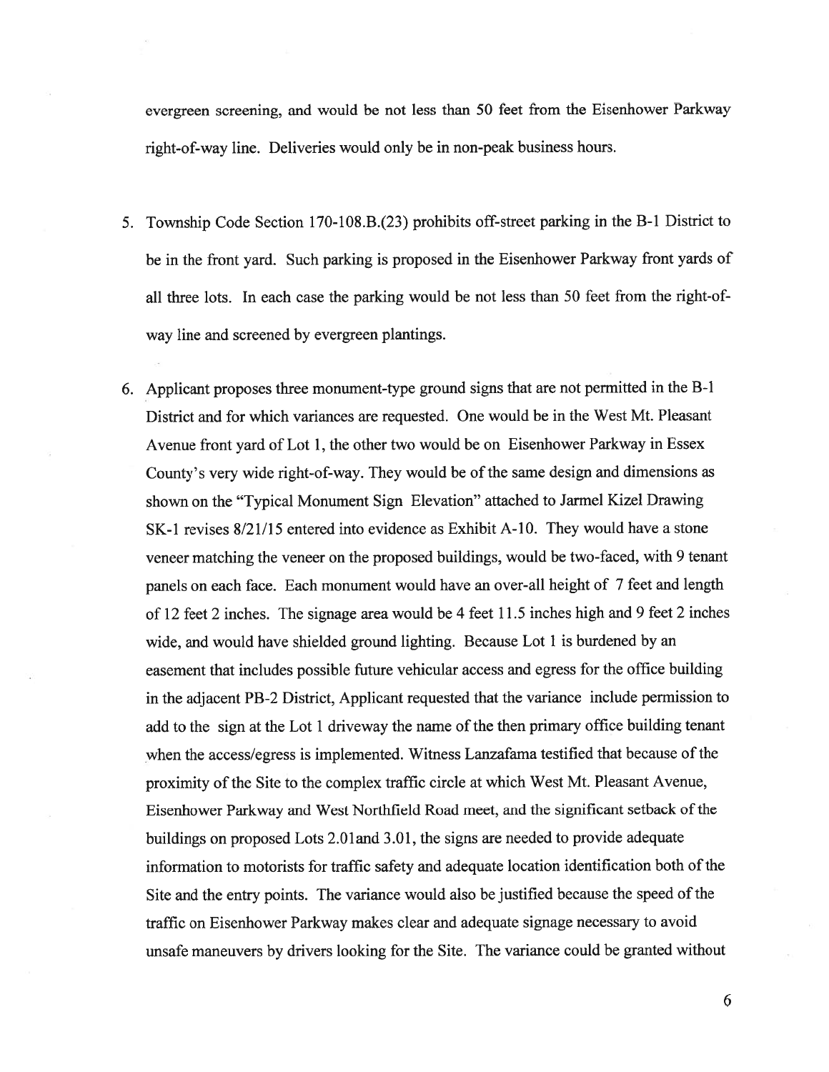evergreen screening, and would be not less than 50 feet from the Eisenhower Parkway right-of-way line. Deliveries would only be in non-peak business hours.

5. Township Code Section 170-108.B.(23) prohibits off-street parking in the B-1 District to be in the front yard. Such parking is proposed in the Eisenhower Parkway front yards of all three lots. In each case the parking would be not less than 50 feet from the right-of-way line and screened by evergreen plantings.

6. Applicant proposes three monument-type ground signs that are not permitted in the B-1 District and for which variances are requested. One would be in the West Mt. Pleasant Avenue front yard of Lot 1, the other two would be on Eisenhower Parkway in Essex County's very wide right-of-way. They would be of the same design and dimensions as shown on the "Typical Monument Sign Elevation" attached to Jarmel Kizel Drawing SK-1 revises 8/21/15 entered into evidence as Exhibit A-10. They would have a stone veneer matching the veneer on the proposed buildings, would be two-faced, with 9 tenant panels on each face. Each monument would have an over-all height of 7 feet and length of 12 feet 2 inches. The signage area would be 4 feet 11.5 inches high and 9 feet 2 inches wide, and would have shielded ground lighting. Because Lot 1 is burdened by an easement that includes possible future vehicular access and egress for the office building in the adjacent PB-2 District, Applicant requested that the variance include permission to add to the sign at the Lot 1 driveway the name of the then primary office building tenant when the access/egress is implemented. Witness Lanzafama testified that because of the proximity of the Site to the complex traffic circle at which West Mt. Pleasant Avenue, Eisenhower Parkway and West Northfield Road meet, and the significant setback of the buildings on proposed Lots 2.01and 3.01, the signs are needed to provide adequate information to motorists for traffic safety and adequate location identification both of the Site and the entry points. The variance would also be justified because the speed of the traffic on Eisenhower Parkway makes clear and adequate signage necessary to avoid unsafe maneuvers by drivers looking for the Site. The variance could be granted without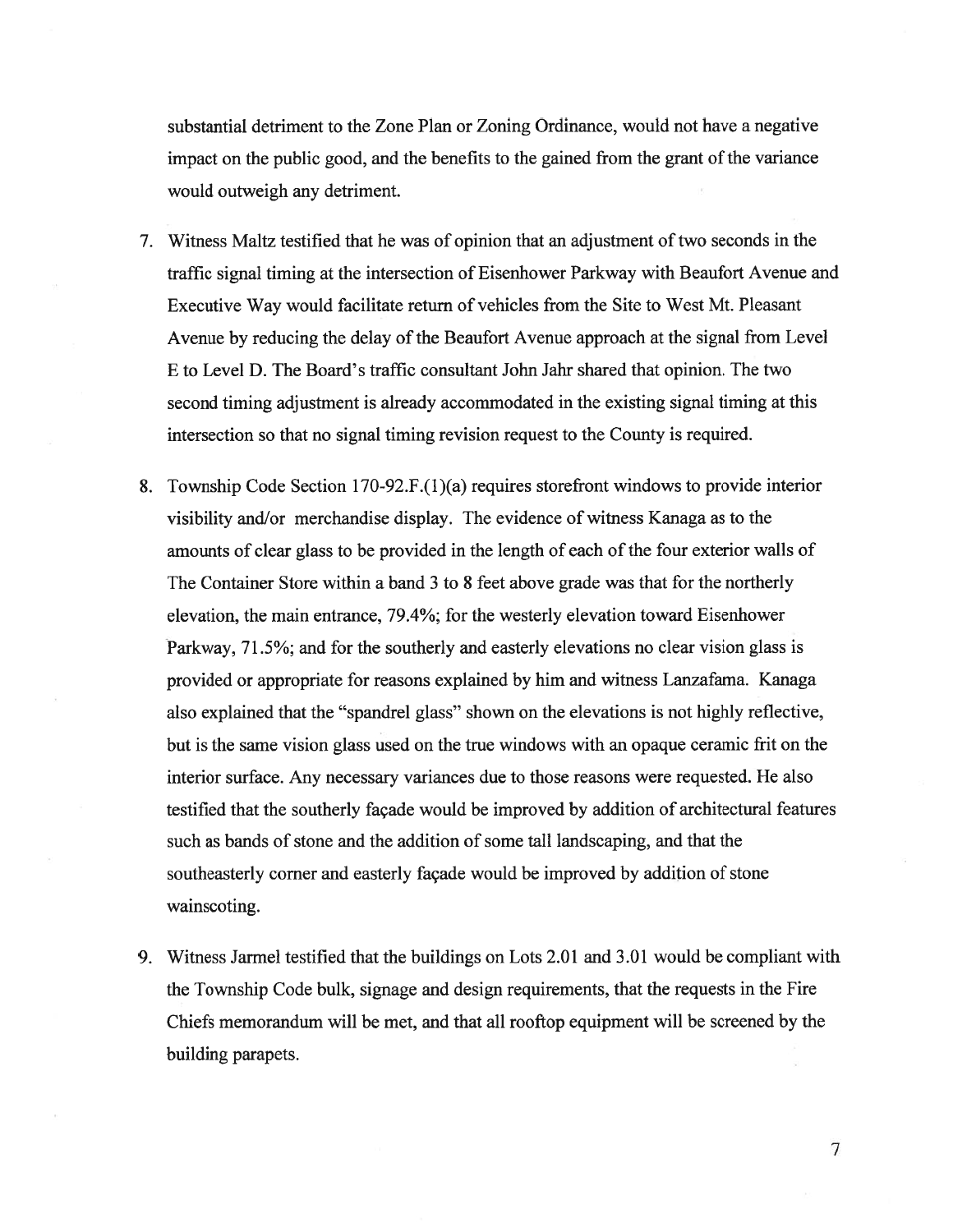substantial detriment to the Zone Plan or Zoning Ordinance, would not have a negative impact on the public good, and the benefits to the gained from the grant of the variance would outweigh any detriment.

7. Witness Maltz testified that he was of opinion that an adjustment of two seconds in the traffic signal timing at the intersection of Eisenhower Parkway with Beaufort Avenue and Executive Way would facilitate return of vehicles from the Site to West Mt. Pleasant Avenue by reducing the delay of the Beaufort Avenue approach at the signal from Level E to Level D. The Board's traffic consultant John Jahr shared that opinion. The two second timing adjustment is already accommodated in the existing signal timing at this intersection so that no signal timing revision request to the County is required.

8. Township Code Section 170-92.F.(1)(a) requires storefront windows to provide interior visibility and/or merchandise display. The evidence of witness Kanaga as to the amounts of clear glass to be provided in the length of each of the four exterior walls of The Container Store within a band 3 to 8 feet above grade was that for the northerly elevation, the main entrance, 79.4%; for the westerly elevation toward Eisenhower Parkway, 71.5%; and for the southerly and easterly elevations no clear vision glass is provided or appropriate for reasons explained by him and witness Lanzafama. Kanaga also explained that the "spandrel glass" shown on the elevations is not highly reflective, but is the same vision glass used on the true windows with an opaque ceramic frit on the interior surface. Any necessary variances due to those reasons were requested. He also testified that the southerly façade would be improved by addition of architectural features such as bands of stone and the addition of some tall landscaping, and that the southeasterly corner and easterly façade would be improved by addition of stone wainscoting.

9. Witness Jarmel testified that the buildings on Lots 2.01 and 3.01 would be compliant with the Township Code bulk, signage and design requirements, that the requests in the Fire Chiefs memorandum will be met, and that all rooftop equipment will be screened by the building parapets.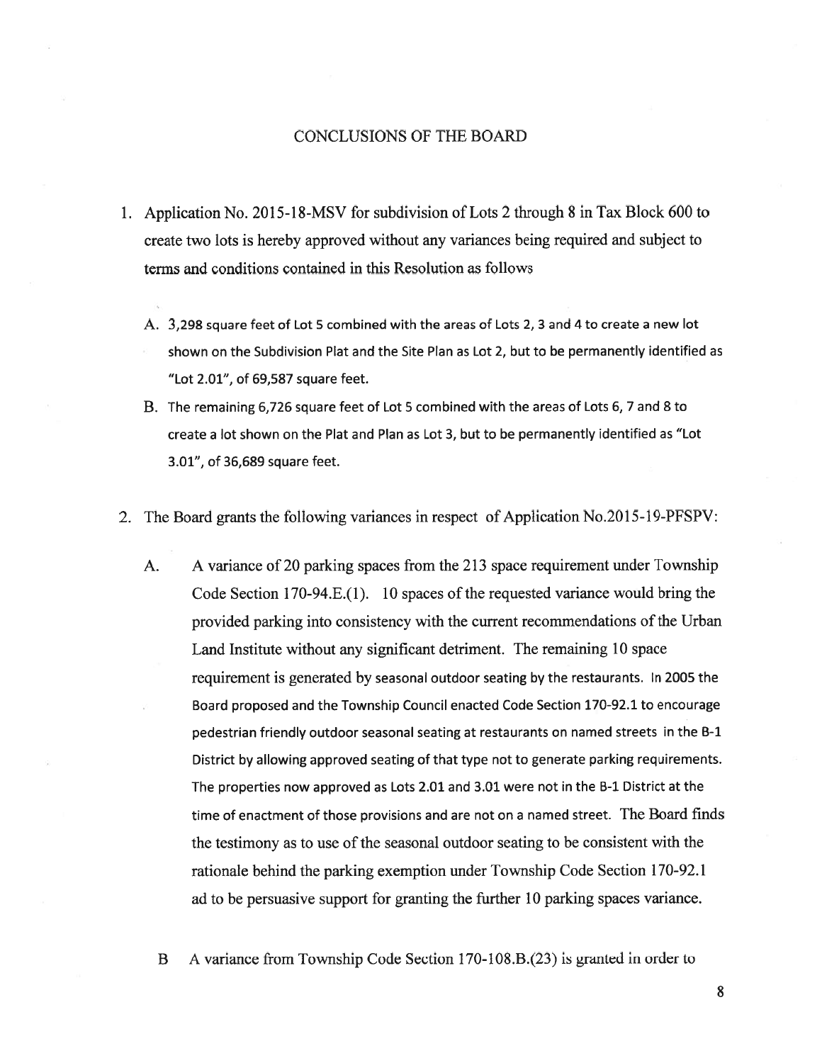## CONCLUSIONS OF THE BOARD

1. Application No. 2015-18-MSV for subdivision of Lots 2 through 8 in Tax Block 600 to create two lots is hereby approved without any variances being required and subject to terms and conditions contained in this Resolution as follows

   A. 3,298 square feet of Lot 5 combined with the areas of Lots 2, 3 and 4 to create a new lot shown on the Subdivision Plat and the Site Plan as Lot 2, but to be permanently identified as "Lot 2.01", of 69,587 square feet.

   B. The remaining 6,726 square feet of Lot 5 combined with the areas of Lots 6, 7 and 8 to create a lot shown on the Plat and Plan as Lot 3, but to be permanently identified as "Lot 3.01", of 36,689 square feet.

2. The Board grants the following variances in respect of Application No.2015-19-PFSPV:

   A. A variance of 20 parking spaces from the 213 space requirement under Township Code Section 170-94.E.(1). 10 spaces of the requested variance would bring the provided parking into consistency with the current recommendations of the Urban Land Institute without any significant detriment. The remaining 10 space requirement is generated by seasonal outdoor seating by the restaurants. In 2005 the Board proposed and the Township Council enacted Code Section 170-92.1 to encourage pedestrian friendly outdoor seasonal seating at restaurants on named streets in the B-1 District by allowing approved seating of that type not to generate parking requirements. The properties now approved as Lots 2.01 and 3.01 were not in the B-1 District at the time of enactment of those provisions and are not on a named street. The Board finds the testimony as to use of the seasonal outdoor seating to be consistent with the rationale behind the parking exemption under Township Code Section 170-92.1 ad to be persuasive support for granting the further 10 parking spaces variance.

   B A variance from Township Code Section 170-108.B.(23) is granted in order to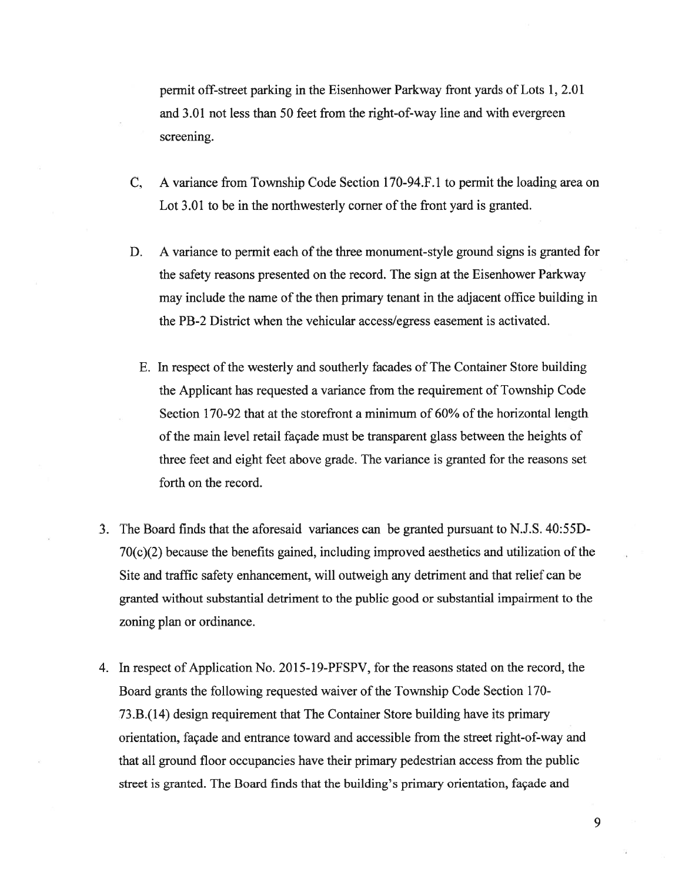permit off-street parking in the Eisenhower Parkway front yards of Lots 1, 2.01 and 3.01 not less than 50 feet from the right-of-way line and with evergreen screening.

C. A variance from Township Code Section 170-94.F.1 to permit the loading area on Lot 3.01 to be in the northwesterly corner of the front yard is granted.

D. A variance to permit each of the three monument-style ground signs is granted for the safety reasons presented on the record. The sign at the Eisenhower Parkway may include the name of the then primary tenant in the adjacent office building in the PB-2 District when the vehicular access/egress easement is activated.

E. In respect of the westerly and southerly facades of The Container Store building the Applicant has requested a variance from the requirement of Township Code Section 170-92 that at the storefront a minimum of 60% of the horizontal length of the main level retail façade must be transparent glass between the heights of three feet and eight feet above grade. The variance is granted for the reasons set forth on the record.

3. The Board finds that the aforesaid variances can be granted pursuant to N.J.S. 40:55D-70(c)(2) because the benefits gained, including improved aesthetics and utilization of the Site and traffic safety enhancement, will outweigh any detriment and that relief can be granted without substantial detriment to the public good or substantial impairment to the zoning plan or ordinance.

4. In respect of Application No. 2015-19-PFSPV, for the reasons stated on the record, the Board grants the following requested waiver of the Township Code Section 170-73.B.(14) design requirement that The Container Store building have its primary orientation, façade and entrance toward and accessible from the street right-of-way and that all ground floor occupancies have their primary pedestrian access from the public street is granted. The Board finds that the building's primary orientation, façade and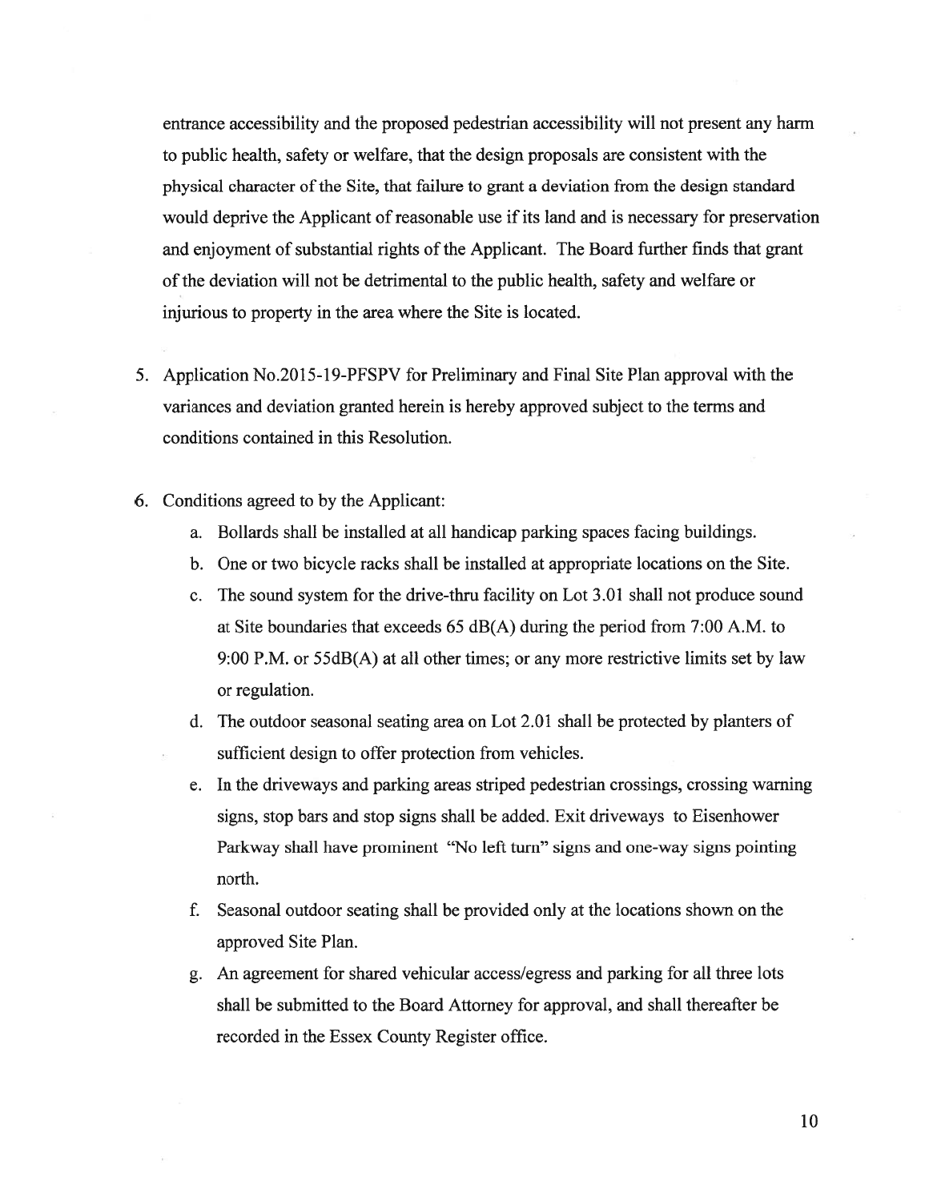entrance accessibility and the proposed pedestrian accessibility will not present any harm to public health, safety or welfare, that the design proposals are consistent with the physical character of the Site, that failure to grant a deviation from the design standard would deprive the Applicant of reasonable use if its land and is necessary for preservation and enjoyment of substantial rights of the Applicant. The Board further finds that grant of the deviation will not be detrimental to the public health, safety and welfare or injurious to property in the area where the Site is located.

5. Application No.2015-19-PFSPV for Preliminary and Final Site Plan approval with the variances and deviation granted herein is hereby approved subject to the terms and conditions contained in this Resolution.

6. Conditions agreed to by the Applicant:
   a. Bollards shall be installed at all handicap parking spaces facing buildings.
   b. One or two bicycle racks shall be installed at appropriate locations on the Site.
   c. The sound system for the drive-thru facility on Lot 3.01 shall not produce sound at Site boundaries that exceeds 65 dB(A) during the period from 7:00 A.M. to 9:00 P.M. or 55dB(A) at all other times; or any more restrictive limits set by law or regulation.
   d. The outdoor seasonal seating area on Lot 2.01 shall be protected by planters of sufficient design to offer protection from vehicles.
   e. In the driveways and parking areas striped pedestrian crossings, crossing warning signs, stop bars and stop signs shall be added. Exit driveways to Eisenhower Parkway shall have prominent "No left turn" signs and one-way signs pointing north.
   f. Seasonal outdoor seating shall be provided only at the locations shown on the approved Site Plan.
   g. An agreement for shared vehicular access/egress and parking for all three lots shall be submitted to the Board Attorney for approval, and shall thereafter be recorded in the Essex County Register office.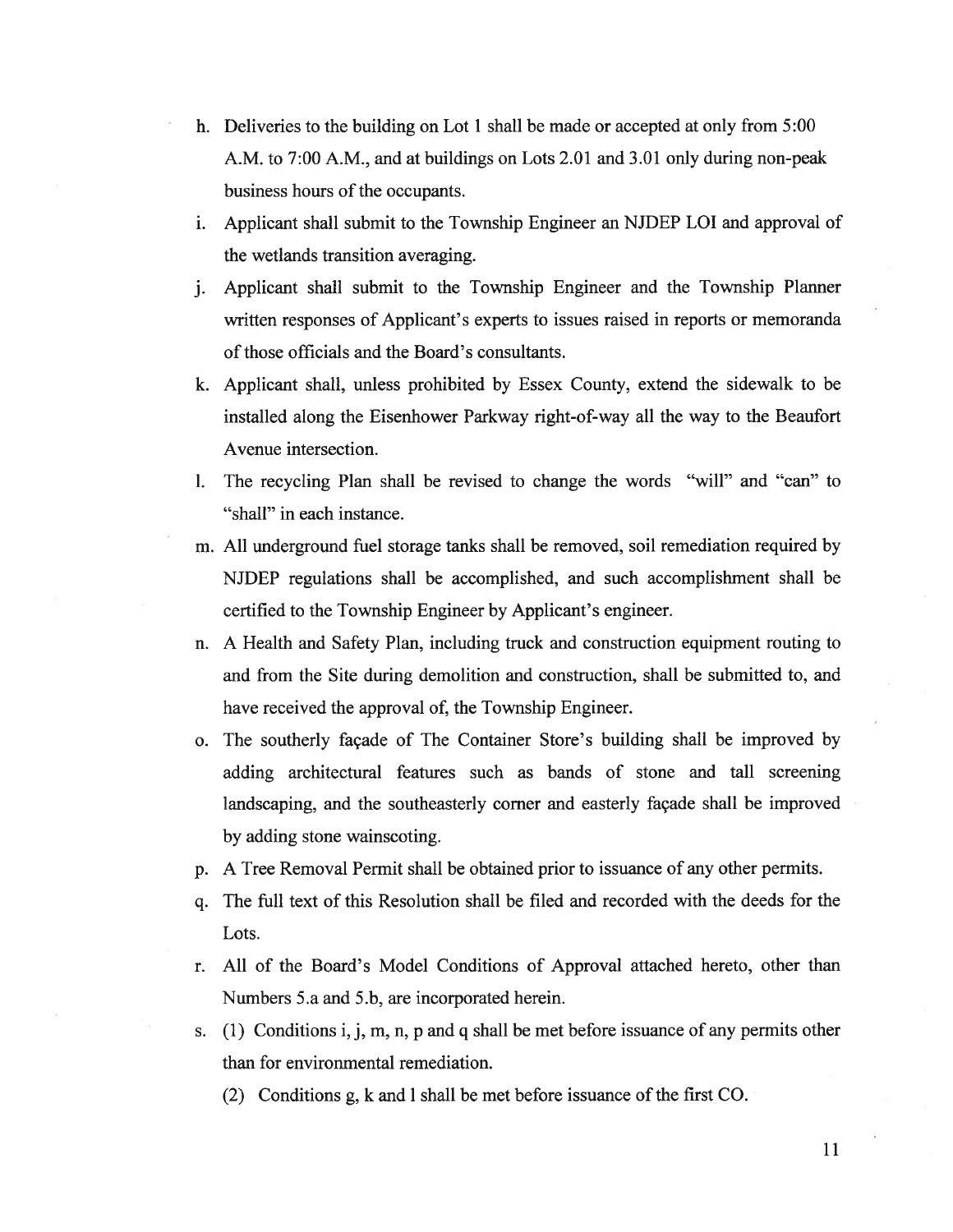h. Deliveries to the building on Lot 1 shall be made or accepted at only from 5:00 A.M. to 7:00 A.M., and at buildings on Lots 2.01 and 3.01 only during non-peak business hours of the occupants.

i. Applicant shall submit to the Township Engineer an NJDEP LOI and approval of the wetlands transition averaging.

j. Applicant shall submit to the Township Engineer and the Township Planner written responses of Applicant's experts to issues raised in reports or memoranda of those officials and the Board's consultants.

k. Applicant shall, unless prohibited by Essex County, extend the sidewalk to be installed along the Eisenhower Parkway right-of-way all the way to the Beaufort Avenue intersection.

l. The recycling Plan shall be revised to change the words "will" and "can" to "shall" in each instance.

m. All underground fuel storage tanks shall be removed, soil remediation required by NJDEP regulations shall be accomplished, and such accomplishment shall be certified to the Township Engineer by Applicant's engineer.

n. A Health and Safety Plan, including truck and construction equipment routing to and from the Site during demolition and construction, shall be submitted to, and have received the approval of, the Township Engineer.

o. The southerly façade of The Container Store's building shall be improved by adding architectural features such as bands of stone and tall screening landscaping, and the southeasterly corner and easterly façade shall be improved by adding stone wainscoting.

p. A Tree Removal Permit shall be obtained prior to issuance of any other permits.

q. The full text of this Resolution shall be filed and recorded with the deeds for the Lots.

r. All of the Board's Model Conditions of Approval attached hereto, other than Numbers 5.a and 5.b, are incorporated herein.

s. (1) Conditions i, j, m, n, p and q shall be met before issuance of any permits other than for environmental remediation.

   (2) Conditions g, k and l shall be met before issuance of the first CO.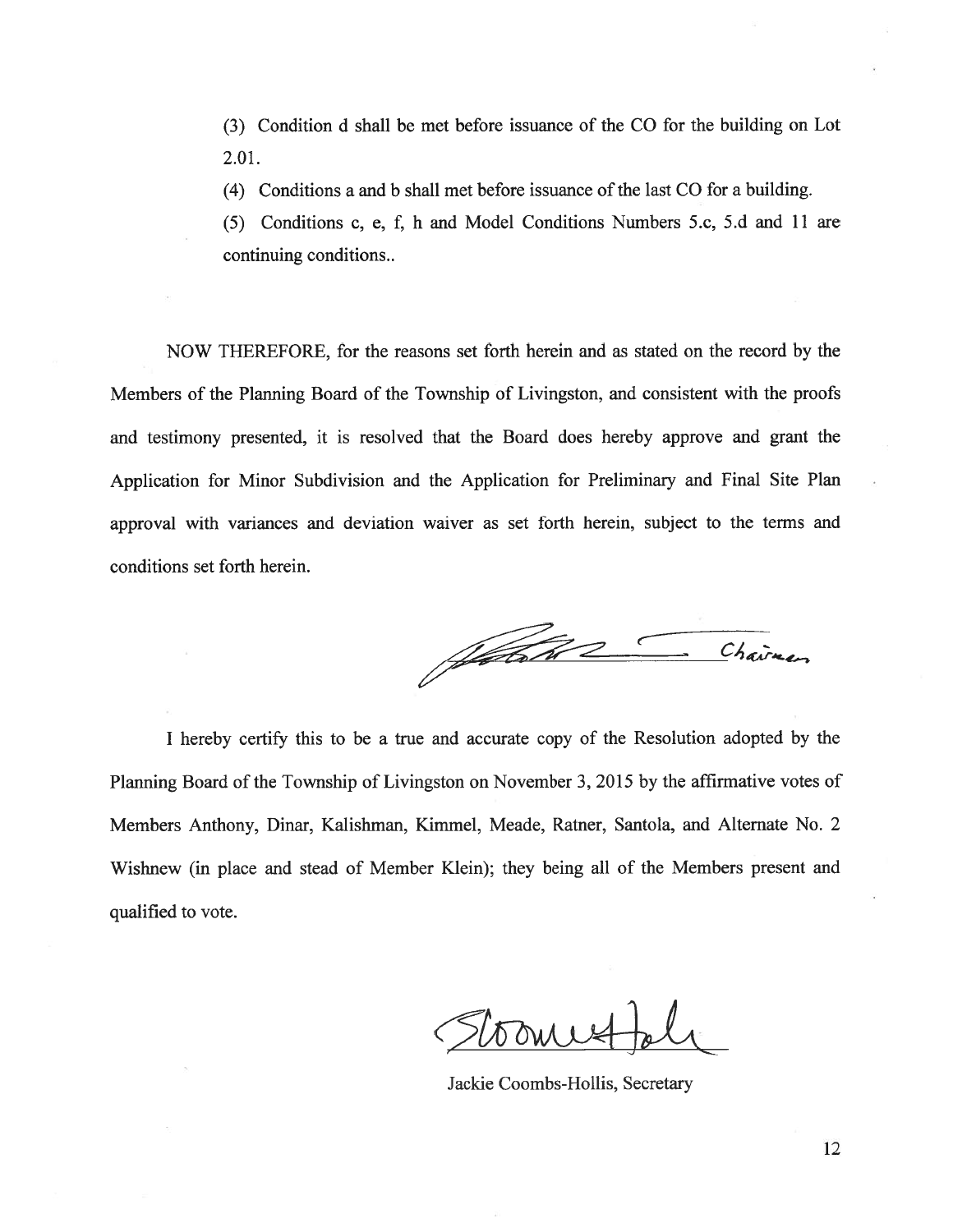(3) Condition d shall be met before issuance of the CO for the building on Lot 2.01.

(4) Conditions a and b shall met before issuance of the last CO for a building.

(5) Conditions c, e, f, h and Model Conditions Numbers 5.c, 5.d and 11 are continuing conditions..

NOW THEREFORE, for the reasons set forth herein and as stated on the record by the Members of the Planning Board of the Township of Livingston, and consistent with the proofs and testimony presented, it is resolved that the Board does hereby approve and grant the Application for Minor Subdivision and the Application for Preliminary and Final Site Plan approval with variances and deviation waiver as set forth herein, subject to the terms and conditions set forth herein.

Chairman

I hereby certify this to be a true and accurate copy of the Resolution adopted by the Planning Board of the Township of Livingston on November 3, 2015 by the affirmative votes of Members Anthony, Dinar, Kalishman, Kimmel, Meade, Ratner, Santola, and Alternate No. 2 Wishnew (in place and stead of Member Klein); they being all of the Members present and qualified to vote.

Jackie Coombs-Hollis, Secretary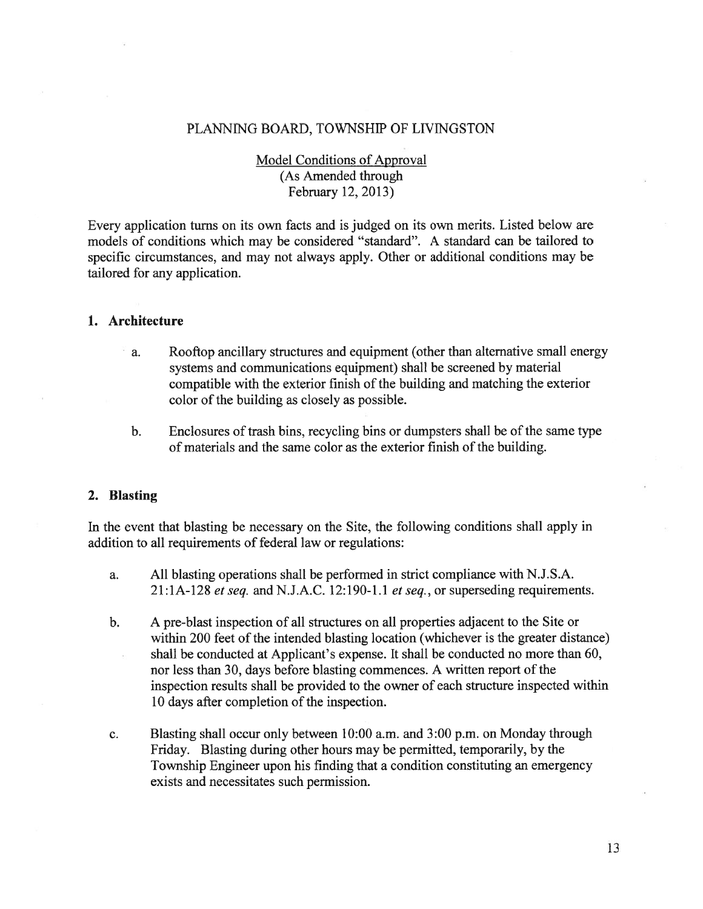PLANNING BOARD, TOWNSHIP OF LIVINGSTON

<u>Model Conditions of Approval</u>
(As Amended through
February 12, 2013)

Every application turns on its own facts and is judged on its own merits. Listed below are models of conditions which may be considered "standard". A standard can be tailored to specific circumstances, and may not always apply. Other or additional conditions may be tailored for any application.

## 1. Architecture

a. Rooftop ancillary structures and equipment (other than alternative small energy systems and communications equipment) shall be screened by material compatible with the exterior finish of the building and matching the exterior color of the building as closely as possible.

b. Enclosures of trash bins, recycling bins or dumpsters shall be of the same type of materials and the same color as the exterior finish of the building.

## 2. Blasting

In the event that blasting be necessary on the Site, the following conditions shall apply in addition to all requirements of federal law or regulations:

a. All blasting operations shall be performed in strict compliance with N.J.S.A. 21:1A-128 *et seq.* and N.J.A.C. 12:190-1.1 *et seq.*, or superseding requirements.

b. A pre-blast inspection of all structures on all properties adjacent to the Site or within 200 feet of the intended blasting location (whichever is the greater distance) shall be conducted at Applicant's expense. It shall be conducted no more than 60, nor less than 30, days before blasting commences. A written report of the inspection results shall be provided to the owner of each structure inspected within 10 days after completion of the inspection.

c. Blasting shall occur only between 10:00 a.m. and 3:00 p.m. on Monday through Friday. Blasting during other hours may be permitted, temporarily, by the Township Engineer upon his finding that a condition constituting an emergency exists and necessitates such permission.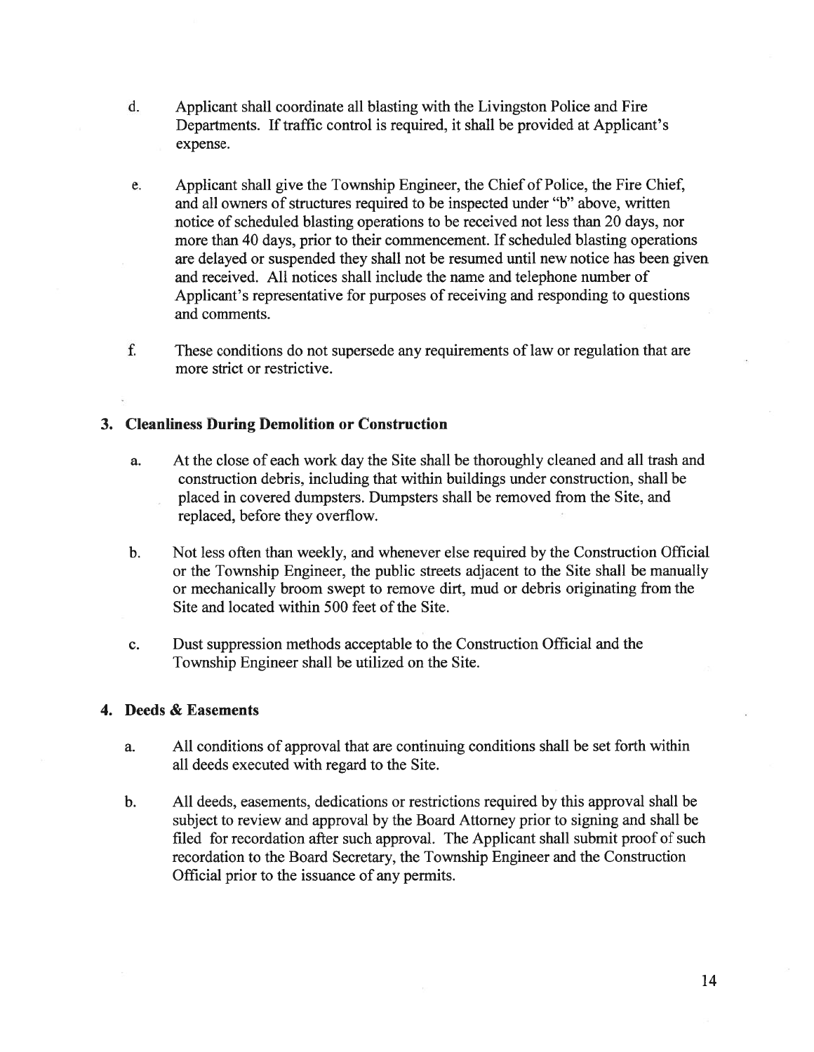d. Applicant shall coordinate all blasting with the Livingston Police and Fire Departments. If traffic control is required, it shall be provided at Applicant's expense.

e. Applicant shall give the Township Engineer, the Chief of Police, the Fire Chief, and all owners of structures required to be inspected under "b" above, written notice of scheduled blasting operations to be received not less than 20 days, nor more than 40 days, prior to their commencement. If scheduled blasting operations are delayed or suspended they shall not be resumed until new notice has been given and received. All notices shall include the name and telephone number of Applicant's representative for purposes of receiving and responding to questions and comments.

f. These conditions do not supersede any requirements of law or regulation that are more strict or restrictive.

**3. Cleanliness During Demolition or Construction**

a. At the close of each work day the Site shall be thoroughly cleaned and all trash and construction debris, including that within buildings under construction, shall be placed in covered dumpsters. Dumpsters shall be removed from the Site, and replaced, before they overflow.

b. Not less often than weekly, and whenever else required by the Construction Official or the Township Engineer, the public streets adjacent to the Site shall be manually or mechanically broom swept to remove dirt, mud or debris originating from the Site and located within 500 feet of the Site.

c. Dust suppression methods acceptable to the Construction Official and the Township Engineer shall be utilized on the Site.

**4. Deeds & Easements**

a. All conditions of approval that are continuing conditions shall be set forth within all deeds executed with regard to the Site.

b. All deeds, easements, dedications or restrictions required by this approval shall be subject to review and approval by the Board Attorney prior to signing and shall be filed for recordation after such approval. The Applicant shall submit proof of such recordation to the Board Secretary, the Township Engineer and the Construction Official prior to the issuance of any permits.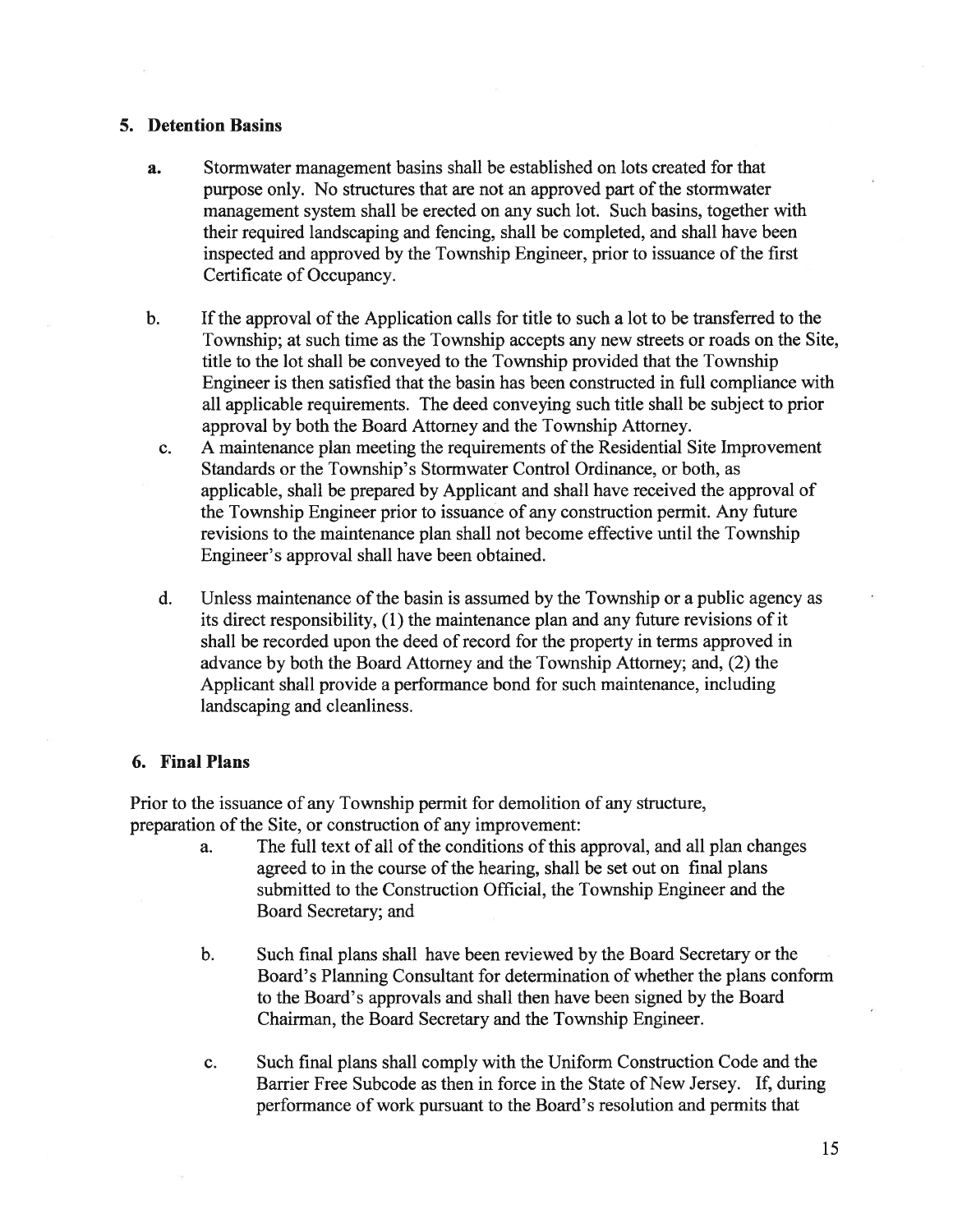### 5. Detention Basins

a. Stormwater management basins shall be established on lots created for that purpose only. No structures that are not an approved part of the stormwater management system shall be erected on any such lot. Such basins, together with their required landscaping and fencing, shall be completed, and shall have been inspected and approved by the Township Engineer, prior to issuance of the first Certificate of Occupancy.

b. If the approval of the Application calls for title to such a lot to be transferred to the Township; at such time as the Township accepts any new streets or roads on the Site, title to the lot shall be conveyed to the Township provided that the Township Engineer is then satisfied that the basin has been constructed in full compliance with all applicable requirements. The deed conveying such title shall be subject to prior approval by both the Board Attorney and the Township Attorney.

c. A maintenance plan meeting the requirements of the Residential Site Improvement Standards or the Township's Stormwater Control Ordinance, or both, as applicable, shall be prepared by Applicant and shall have received the approval of the Township Engineer prior to issuance of any construction permit. Any future revisions to the maintenance plan shall not become effective until the Township Engineer's approval shall have been obtained.

d. Unless maintenance of the basin is assumed by the Township or a public agency as its direct responsibility, (1) the maintenance plan and any future revisions of it shall be recorded upon the deed of record for the property in terms approved in advance by both the Board Attorney and the Township Attorney; and, (2) the Applicant shall provide a performance bond for such maintenance, including landscaping and cleanliness.

### 6. Final Plans

Prior to the issuance of any Township permit for demolition of any structure, preparation of the Site, or construction of any improvement:

a. The full text of all of the conditions of this approval, and all plan changes agreed to in the course of the hearing, shall be set out on final plans submitted to the Construction Official, the Township Engineer and the Board Secretary; and

b. Such final plans shall have been reviewed by the Board Secretary or the Board's Planning Consultant for determination of whether the plans conform to the Board's approvals and shall then have been signed by the Board Chairman, the Board Secretary and the Township Engineer.

c. Such final plans shall comply with the Uniform Construction Code and the Barrier Free Subcode as then in force in the State of New Jersey. If, during performance of work pursuant to the Board's resolution and permits that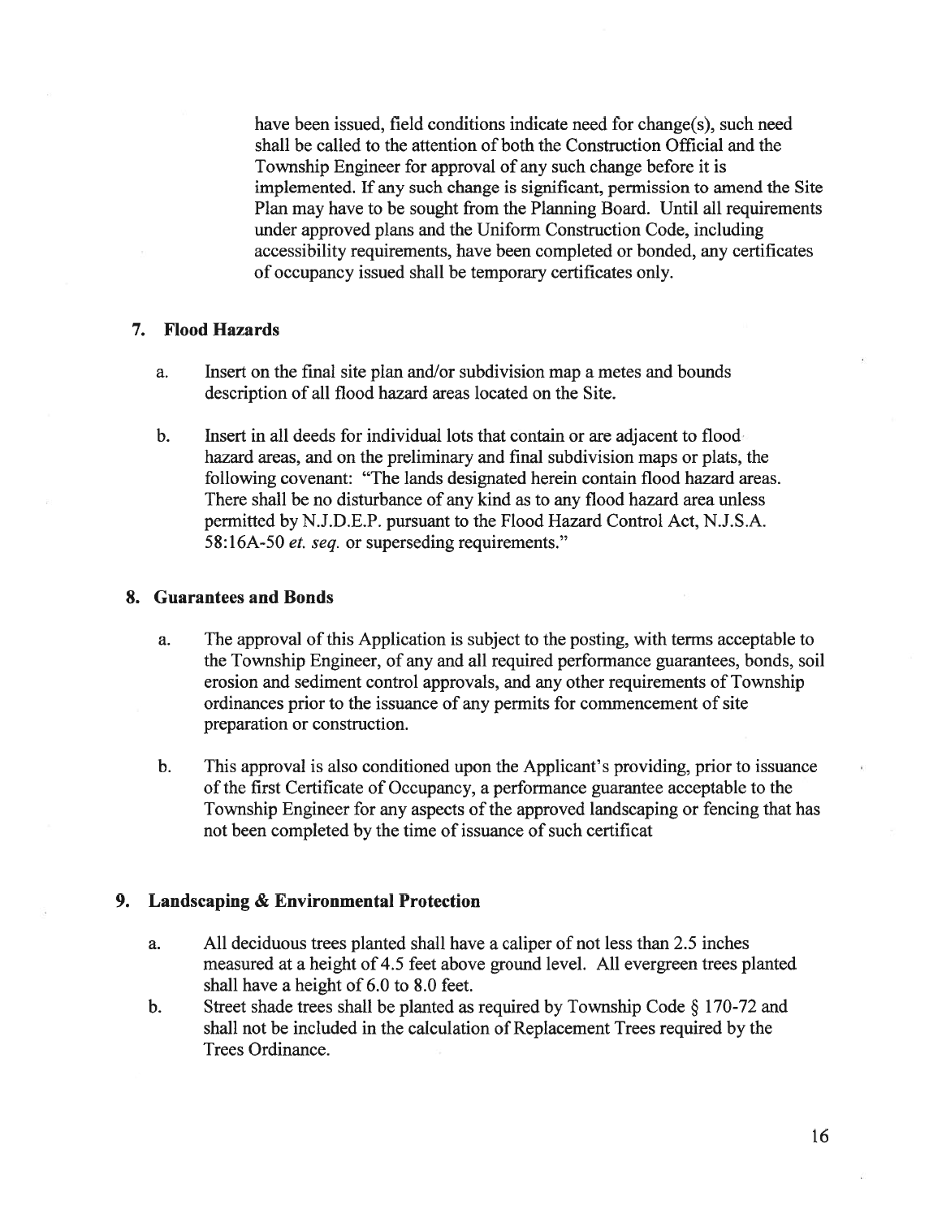have been issued, field conditions indicate need for change(s), such need shall be called to the attention of both the Construction Official and the Township Engineer for approval of any such change before it is implemented. If any such change is significant, permission to amend the Site Plan may have to be sought from the Planning Board. Until all requirements under approved plans and the Uniform Construction Code, including accessibility requirements, have been completed or bonded, any certificates of occupancy issued shall be temporary certificates only.

### 7. Flood Hazards

a. Insert on the final site plan and/or subdivision map a metes and bounds description of all flood hazard areas located on the Site.

b. Insert in all deeds for individual lots that contain or are adjacent to flood hazard areas, and on the preliminary and final subdivision maps or plats, the following covenant: "The lands designated herein contain flood hazard areas. There shall be no disturbance of any kind as to any flood hazard area unless permitted by N.J.D.E.P. pursuant to the Flood Hazard Control Act, N.J.S.A. 58:16A-50 *et. seq.* or superseding requirements."

### 8. Guarantees and Bonds

a. The approval of this Application is subject to the posting, with terms acceptable to the Township Engineer, of any and all required performance guarantees, bonds, soil erosion and sediment control approvals, and any other requirements of Township ordinances prior to the issuance of any permits for commencement of site preparation or construction.

b. This approval is also conditioned upon the Applicant's providing, prior to issuance of the first Certificate of Occupancy, a performance guarantee acceptable to the Township Engineer for any aspects of the approved landscaping or fencing that has not been completed by the time of issuance of such certificat

### 9. Landscaping & Environmental Protection

a. All deciduous trees planted shall have a caliper of not less than 2.5 inches measured at a height of 4.5 feet above ground level. All evergreen trees planted shall have a height of 6.0 to 8.0 feet.

b. Street shade trees shall be planted as required by Township Code § 170-72 and shall not be included in the calculation of Replacement Trees required by the Trees Ordinance.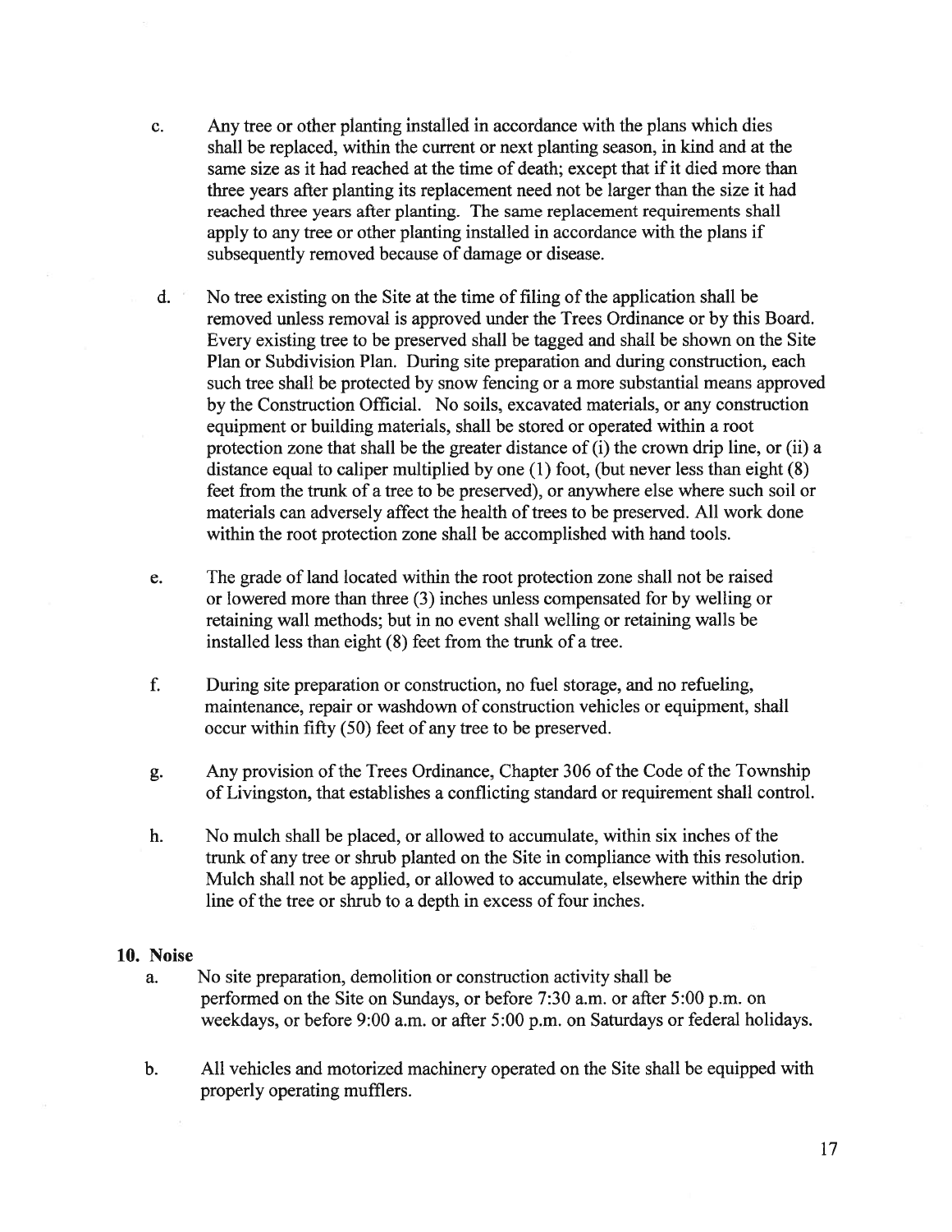c. Any tree or other planting installed in accordance with the plans which dies shall be replaced, within the current or next planting season, in kind and at the same size as it had reached at the time of death; except that if it died more than three years after planting its replacement need not be larger than the size it had reached three years after planting. The same replacement requirements shall apply to any tree or other planting installed in accordance with the plans if subsequently removed because of damage or disease.

d. No tree existing on the Site at the time of filing of the application shall be removed unless removal is approved under the Trees Ordinance or by this Board. Every existing tree to be preserved shall be tagged and shall be shown on the Site Plan or Subdivision Plan. During site preparation and during construction, each such tree shall be protected by snow fencing or a more substantial means approved by the Construction Official. No soils, excavated materials, or any construction equipment or building materials, shall be stored or operated within a root protection zone that shall be the greater distance of (i) the crown drip line, or (ii) a distance equal to caliper multiplied by one (1) foot, (but never less than eight (8) feet from the trunk of a tree to be preserved), or anywhere else where such soil or materials can adversely affect the health of trees to be preserved. All work done within the root protection zone shall be accomplished with hand tools.

e. The grade of land located within the root protection zone shall not be raised or lowered more than three (3) inches unless compensated for by welling or retaining wall methods; but in no event shall welling or retaining walls be installed less than eight (8) feet from the trunk of a tree.

f. During site preparation or construction, no fuel storage, and no refueling, maintenance, repair or washdown of construction vehicles or equipment, shall occur within fifty (50) feet of any tree to be preserved.

g. Any provision of the Trees Ordinance, Chapter 306 of the Code of the Township of Livingston, that establishes a conflicting standard or requirement shall control.

h. No mulch shall be placed, or allowed to accumulate, within six inches of the trunk of any tree or shrub planted on the Site in compliance with this resolution. Mulch shall not be applied, or allowed to accumulate, elsewhere within the drip line of the tree or shrub to a depth in excess of four inches.

**10. Noise**

a. No site preparation, demolition or construction activity shall be performed on the Site on Sundays, or before 7:30 a.m. or after 5:00 p.m. on weekdays, or before 9:00 a.m. or after 5:00 p.m. on Saturdays or federal holidays.

b. All vehicles and motorized machinery operated on the Site shall be equipped with properly operating mufflers.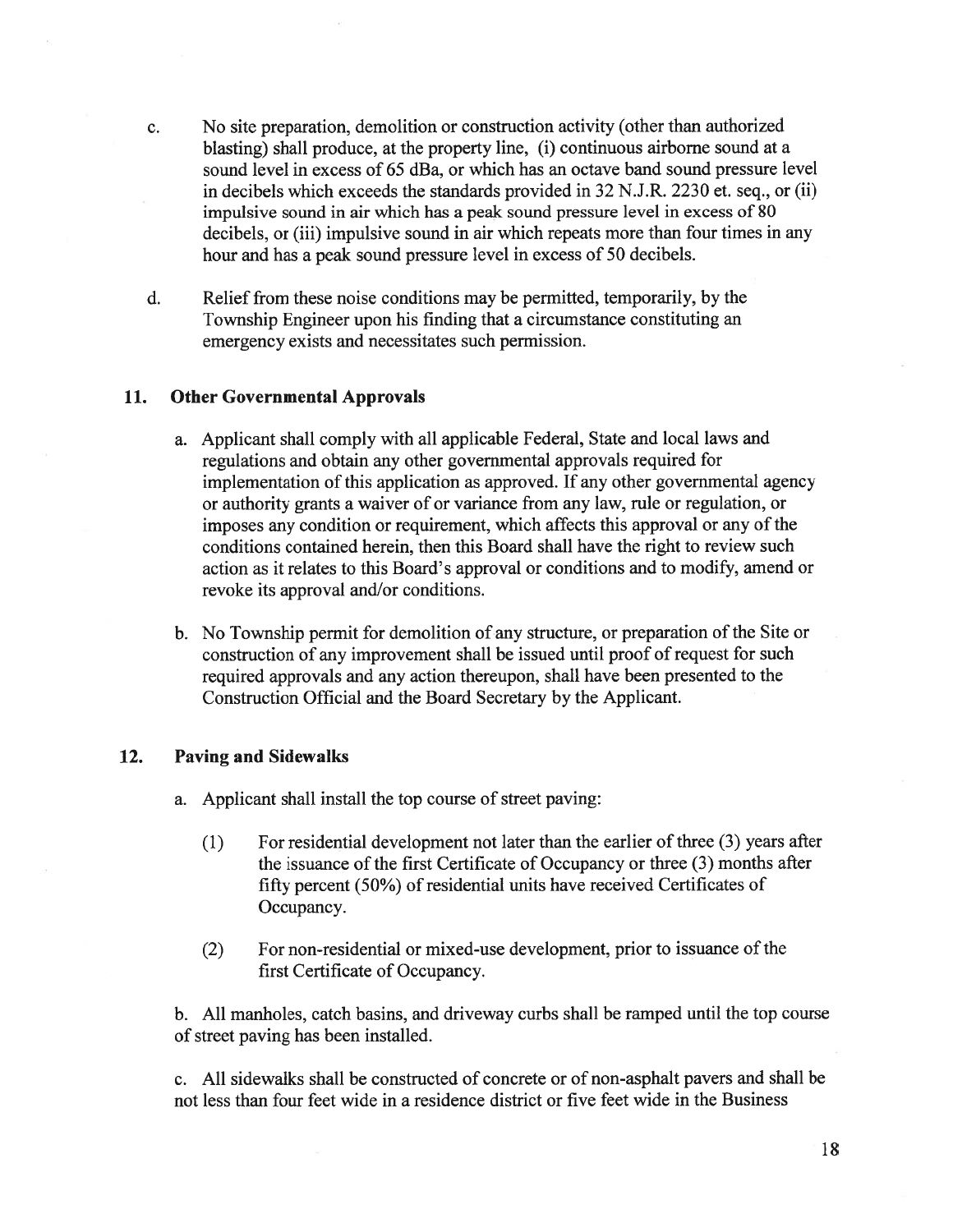c. No site preparation, demolition or construction activity (other than authorized blasting) shall produce, at the property line, (i) continuous airborne sound at a sound level in excess of 65 dBa, or which has an octave band sound pressure level in decibels which exceeds the standards provided in 32 N.J.R. 2230 et. seq., or (ii) impulsive sound in air which has a peak sound pressure level in excess of 80 decibels, or (iii) impulsive sound in air which repeats more than four times in any hour and has a peak sound pressure level in excess of 50 decibels.

d. Relief from these noise conditions may be permitted, temporarily, by the Township Engineer upon his finding that a circumstance constituting an emergency exists and necessitates such permission.

### 11. Other Governmental Approvals

a. Applicant shall comply with all applicable Federal, State and local laws and regulations and obtain any other governmental approvals required for implementation of this application as approved. If any other governmental agency or authority grants a waiver of or variance from any law, rule or regulation, or imposes any condition or requirement, which affects this approval or any of the conditions contained herein, then this Board shall have the right to review such action as it relates to this Board's approval or conditions and to modify, amend or revoke its approval and/or conditions.

b. No Township permit for demolition of any structure, or preparation of the Site or construction of any improvement shall be issued until proof of request for such required approvals and any action thereupon, shall have been presented to the Construction Official and the Board Secretary by the Applicant.

### 12. Paving and Sidewalks

a. Applicant shall install the top course of street paving:

(1) For residential development not later than the earlier of three (3) years after the issuance of the first Certificate of Occupancy or three (3) months after fifty percent (50%) of residential units have received Certificates of Occupancy.

(2) For non-residential or mixed-use development, prior to issuance of the first Certificate of Occupancy.

b. All manholes, catch basins, and driveway curbs shall be ramped until the top course of street paving has been installed.

c. All sidewalks shall be constructed of concrete or of non-asphalt pavers and shall be not less than four feet wide in a residence district or five feet wide in the Business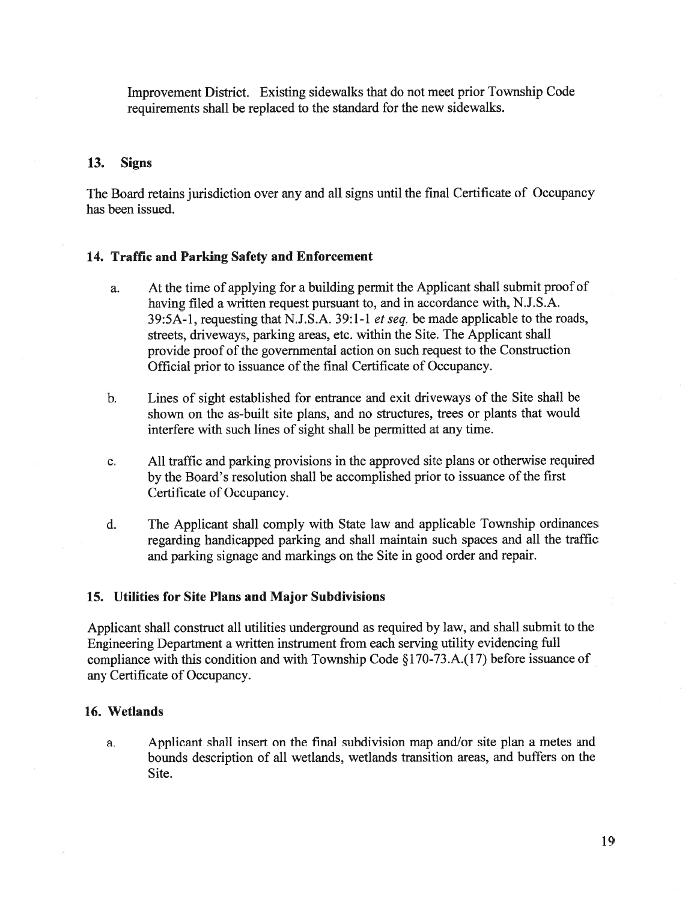Improvement District. Existing sidewalks that do not meet prior Township Code requirements shall be replaced to the standard for the new sidewalks.

### 13. Signs

The Board retains jurisdiction over any and all signs until the final Certificate of Occupancy has been issued.

### 14. Traffic and Parking Safety and Enforcement

a. At the time of applying for a building permit the Applicant shall submit proof of having filed a written request pursuant to, and in accordance with, N.J.S.A. 39:5A-1, requesting that N.J.S.A. 39:1-1 *et seq.* be made applicable to the roads, streets, driveways, parking areas, etc. within the Site. The Applicant shall provide proof of the governmental action on such request to the Construction Official prior to issuance of the final Certificate of Occupancy.

b. Lines of sight established for entrance and exit driveways of the Site shall be shown on the as-built site plans, and no structures, trees or plants that would interfere with such lines of sight shall be permitted at any time.

c. All traffic and parking provisions in the approved site plans or otherwise required by the Board's resolution shall be accomplished prior to issuance of the first Certificate of Occupancy.

d. The Applicant shall comply with State law and applicable Township ordinances regarding handicapped parking and shall maintain such spaces and all the traffic and parking signage and markings on the Site in good order and repair.

### 15. Utilities for Site Plans and Major Subdivisions

Applicant shall construct all utilities underground as required by law, and shall submit to the Engineering Department a written instrument from each serving utility evidencing full compliance with this condition and with Township Code §170-73.A.(17) before issuance of any Certificate of Occupancy.

### 16. Wetlands

a. Applicant shall insert on the final subdivision map and/or site plan a metes and bounds description of all wetlands, wetlands transition areas, and buffers on the Site.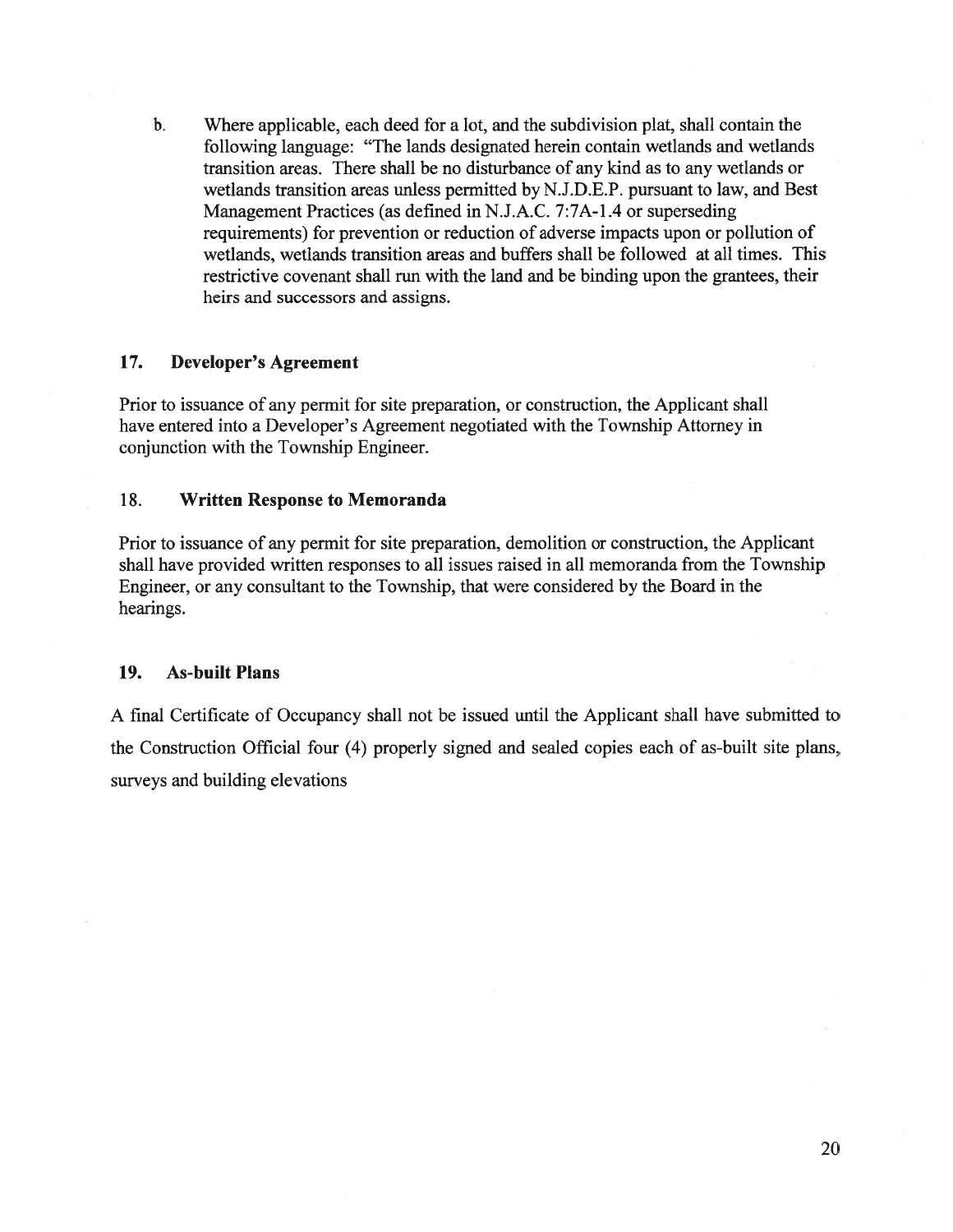b. Where applicable, each deed for a lot, and the subdivision plat, shall contain the following language: "The lands designated herein contain wetlands and wetlands transition areas. There shall be no disturbance of any kind as to any wetlands or wetlands transition areas unless permitted by N.J.D.E.P. pursuant to law, and Best Management Practices (as defined in N.J.A.C. 7:7A-1.4 or superseding requirements) for prevention or reduction of adverse impacts upon or pollution of wetlands, wetlands transition areas and buffers shall be followed at all times. This restrictive covenant shall run with the land and be binding upon the grantees, their heirs and successors and assigns.

### 17. Developer's Agreement

Prior to issuance of any permit for site preparation, or construction, the Applicant shall have entered into a Developer's Agreement negotiated with the Township Attorney in conjunction with the Township Engineer.

### 18. Written Response to Memoranda

Prior to issuance of any permit for site preparation, demolition or construction, the Applicant shall have provided written responses to all issues raised in all memoranda from the Township Engineer, or any consultant to the Township, that were considered by the Board in the hearings.

### 19. As-built Plans

A final Certificate of Occupancy shall not be issued until the Applicant shall have submitted to the Construction Official four (4) properly signed and sealed copies each of as-built site plans, surveys and building elevations